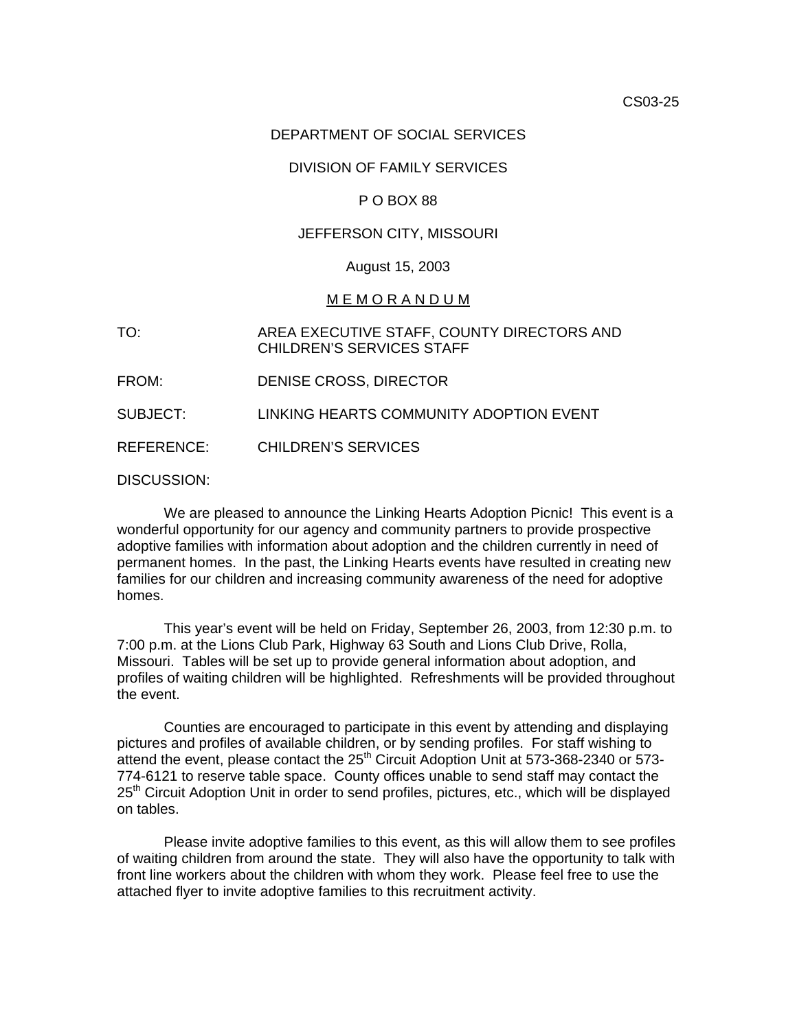CS03-25

DEPARTMENT OF SOCIAL SERVICES

DIVISION OF FAMILY SERVICES

P O BOX 88

JEFFERSON CITY, MISSOURI

August 15, 2003

M E M O R A N D U M

TO: AREA EXECUTIVE STAFF, COUNTY DIRECTORS AND CHILDREN'S SERVICES STAFF

FROM: DENISE CROSS, DIRECTOR

SUBJECT: LINKING HEARTS COMMUNITY ADOPTION EVENT

REFERENCE: CHILDREN'S SERVICES

DISCUSSION:

We are pleased to announce the Linking Hearts Adoption Picnic! This event is a wonderful opportunity for our agency and community partners to provide prospective adoptive families with information about adoption and the children currently in need of permanent homes. In the past, the Linking Hearts events have resulted in creating new families for our children and increasing community awareness of the need for adoptive homes.

This year's event will be held on Friday, September 26, 2003, from 12:30 p.m. to 7:00 p.m. at the Lions Club Park, Highway 63 South and Lions Club Drive, Rolla, Missouri. Tables will be set up to provide general information about adoption, and profiles of waiting children will be highlighted. Refreshments will be provided throughout the event.

Counties are encouraged to participate in this event by attending and displaying pictures and profiles of available children, or by sending profiles. For staff wishing to attend the event, please contact the 25th Circuit Adoption Unit at 573-368-2340 or 573-774-6121 to reserve table space. County offices unable to send staff may contact the 25th Circuit Adoption Unit in order to send profiles, pictures, etc., which will be displayed on tables.

Please invite adoptive families to this event, as this will allow them to see profiles of waiting children from around the state. They will also have the opportunity to talk with front line workers about the children with whom they work. Please feel free to use the attached flyer to invite adoptive families to this recruitment activity.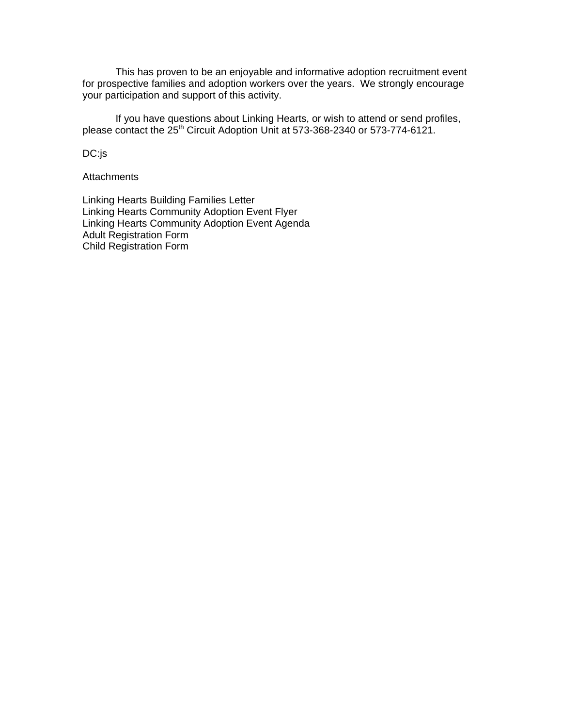This has proven to be an enjoyable and informative adoption recruitment event for prospective families and adoption workers over the years. We strongly encourage your participation and support of this activity.

If you have questions about Linking Hearts, or wish to attend or send profiles, please contact the 25th Circuit Adoption Unit at 573-368-2340 or 573-774-6121.

DC:js

Attachments

Linking Hearts Building Families Letter
Linking Hearts Community Adoption Event Flyer
Linking Hearts Community Adoption Event Agenda
Adult Registration Form
Child Registration Form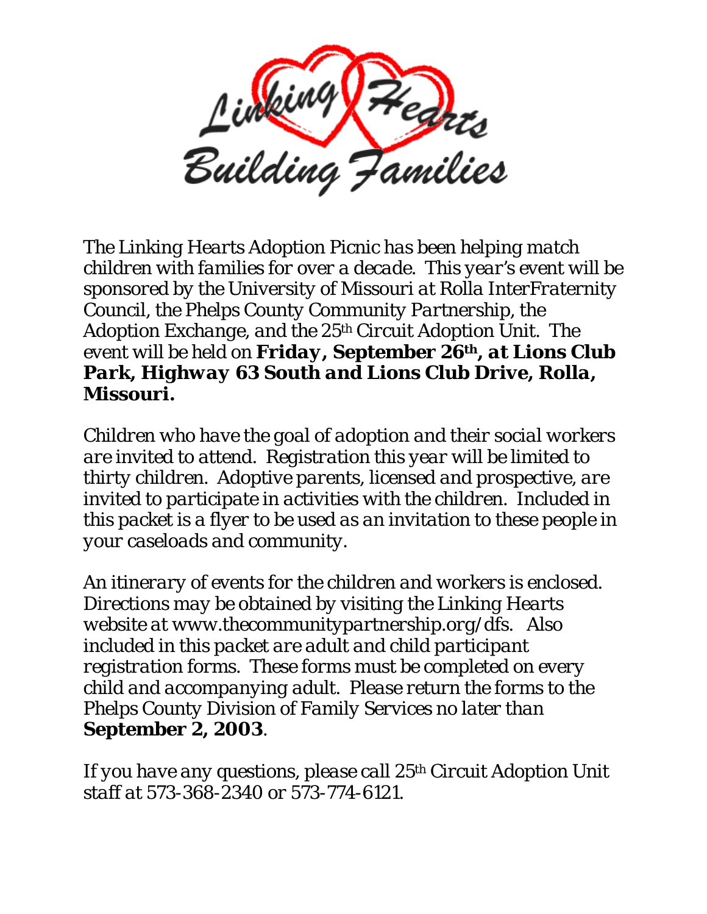# Linking Hearts Building Families

The Linking Hearts Adoption Picnic has been helping match children with families for over a decade. This year's event will be sponsored by the University of Missouri at Rolla InterFraternity Council, the Phelps County Community Partnership, the Adoption Exchange, and the 25th Circuit Adoption Unit. The event will be held on **Friday, September 26th, at Lions Club Park, Highway 63 South and Lions Club Drive, Rolla, Missouri.**

Children who have the goal of adoption and their social workers are invited to attend. Registration this year will be limited to thirty children. Adoptive parents, licensed and prospective, are invited to participate in activities with the children. Included in this packet is a flyer to be used as an invitation to these people in your caseloads and community.

An itinerary of events for the children and workers is enclosed. Directions may be obtained by visiting the Linking Hearts website at www.thecommunitypartnership.org/dfs. Also included in this packet are adult and child participant registration forms. These forms must be completed on every child and accompanying adult. Please return the forms to the Phelps County Division of Family Services no later than **September 2, 2003**.

If you have any questions, please call 25th Circuit Adoption Unit staff at 573-368-2340 or 573-774-6121.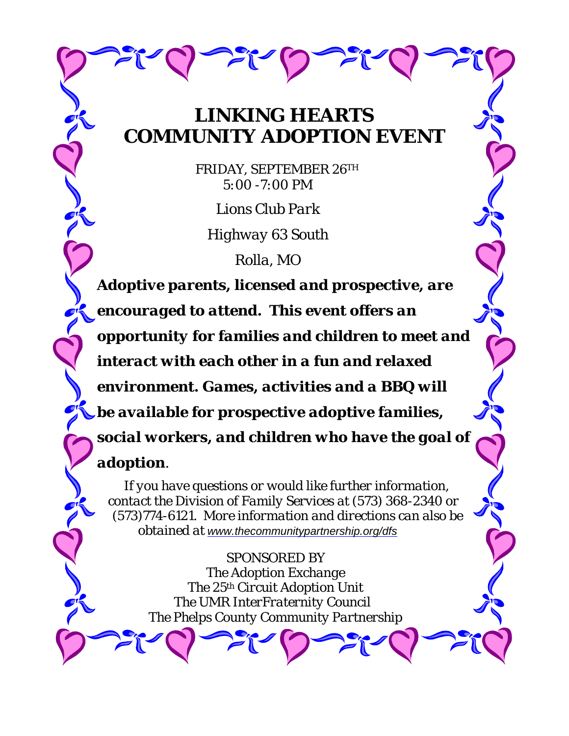# *LINKING HEARTS COMMUNITY ADOPTION EVENT*

*FRIDAY, SEPTEMBER 26TH*
*5:00 -7:00 PM*

*Lions Club Park*

*Highway 63 South*

*Rolla, MO*

***Adoptive parents, licensed and prospective, are encouraged to attend. This event offers an opportunity for families and children to meet and interact with each other in a fun and relaxed environment. Games, activities and a BBQ will be available for prospective adoptive families, social workers, and children who have the goal of adoption.***

*If you have questions or would like further information, contact the Division of Family Services at (573) 368-2340 or (573)774-6121. More information and directions can also be obtained at www.thecommunitypartnership.org/dfs*

*SPONSORED BY*
*The Adoption Exchange*
*The 25th Circuit Adoption Unit*
*The UMR InterFraternity Council*
*The Phelps County Community Partnership*